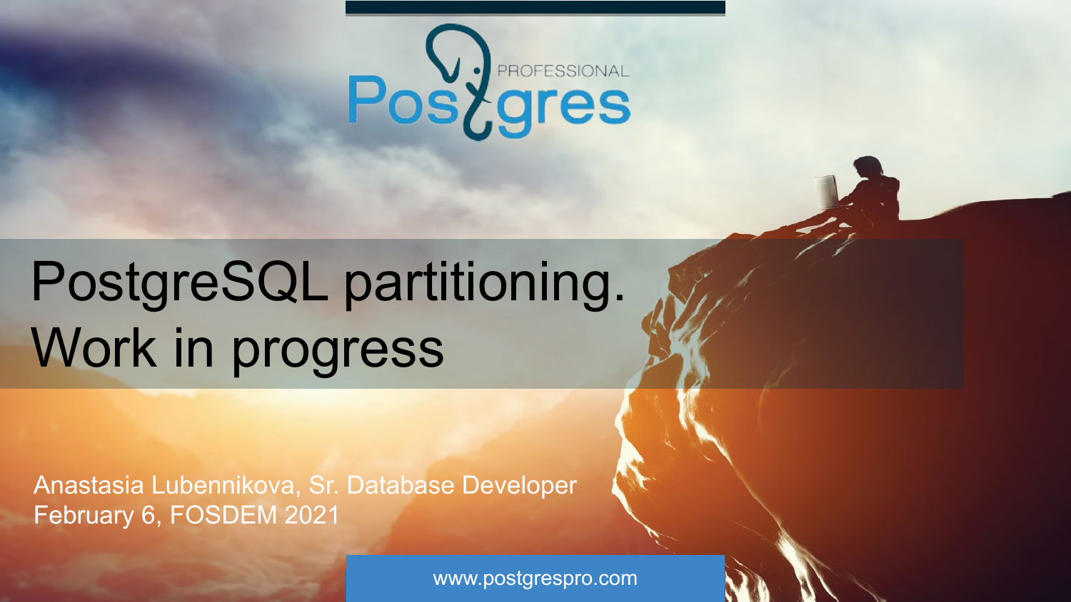# PostgreSQL partitioning. Work in progress

Anastasia Lubennikova, Sr. Database Developer
February 6, FOSDEM 2021

www.postgrespro.com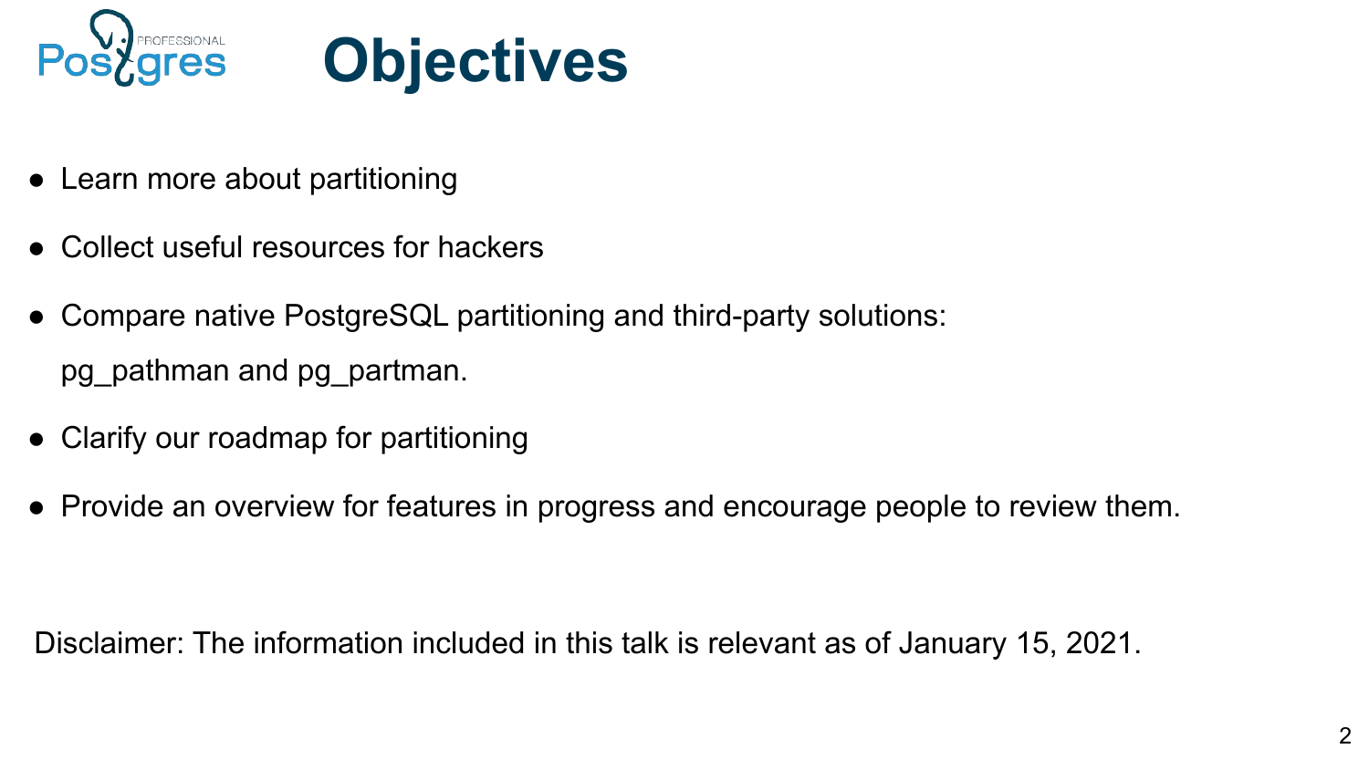# Objectives

- Learn more about partitioning
- Collect useful resources for hackers
- Compare native PostgreSQL partitioning and third-party solutions: pg_pathman and pg_partman.
- Clarify our roadmap for partitioning
- Provide an overview for features in progress and encourage people to review them.

Disclaimer: The information included in this talk is relevant as of January 15, 2021.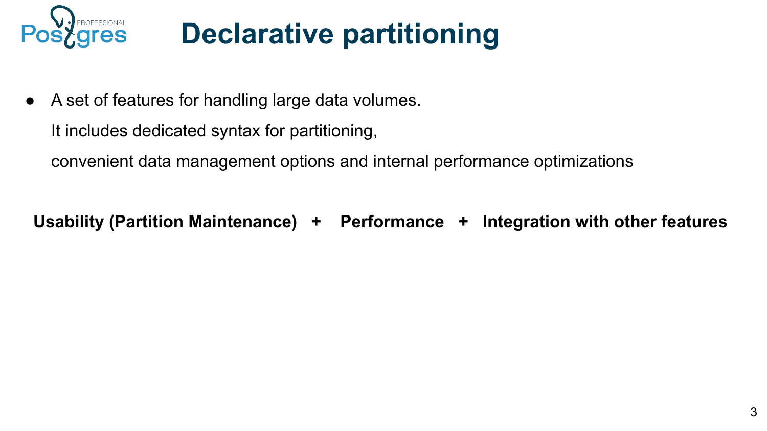# Declarative partitioning

- A set of features for handling large data volumes.

  It includes dedicated syntax for partitioning,

  convenient data management options and internal performance optimizations

**Usability (Partition Maintenance) + Performance + Integration with other features**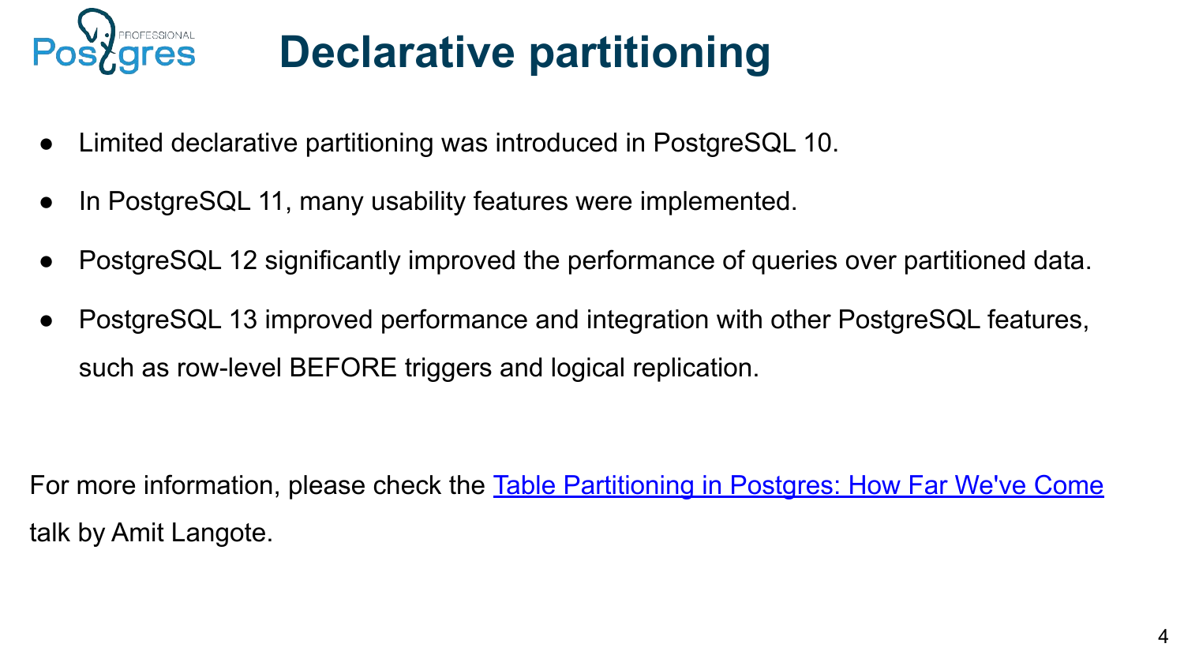# Declarative partitioning

- Limited declarative partitioning was introduced in PostgreSQL 10.
- In PostgreSQL 11, many usability features were implemented.
- PostgreSQL 12 significantly improved the performance of queries over partitioned data.
- PostgreSQL 13 improved performance and integration with other PostgreSQL features, such as row-level BEFORE triggers and logical replication.

For more information, please check the Table Partitioning in Postgres: How Far We've Come talk by Amit Langote.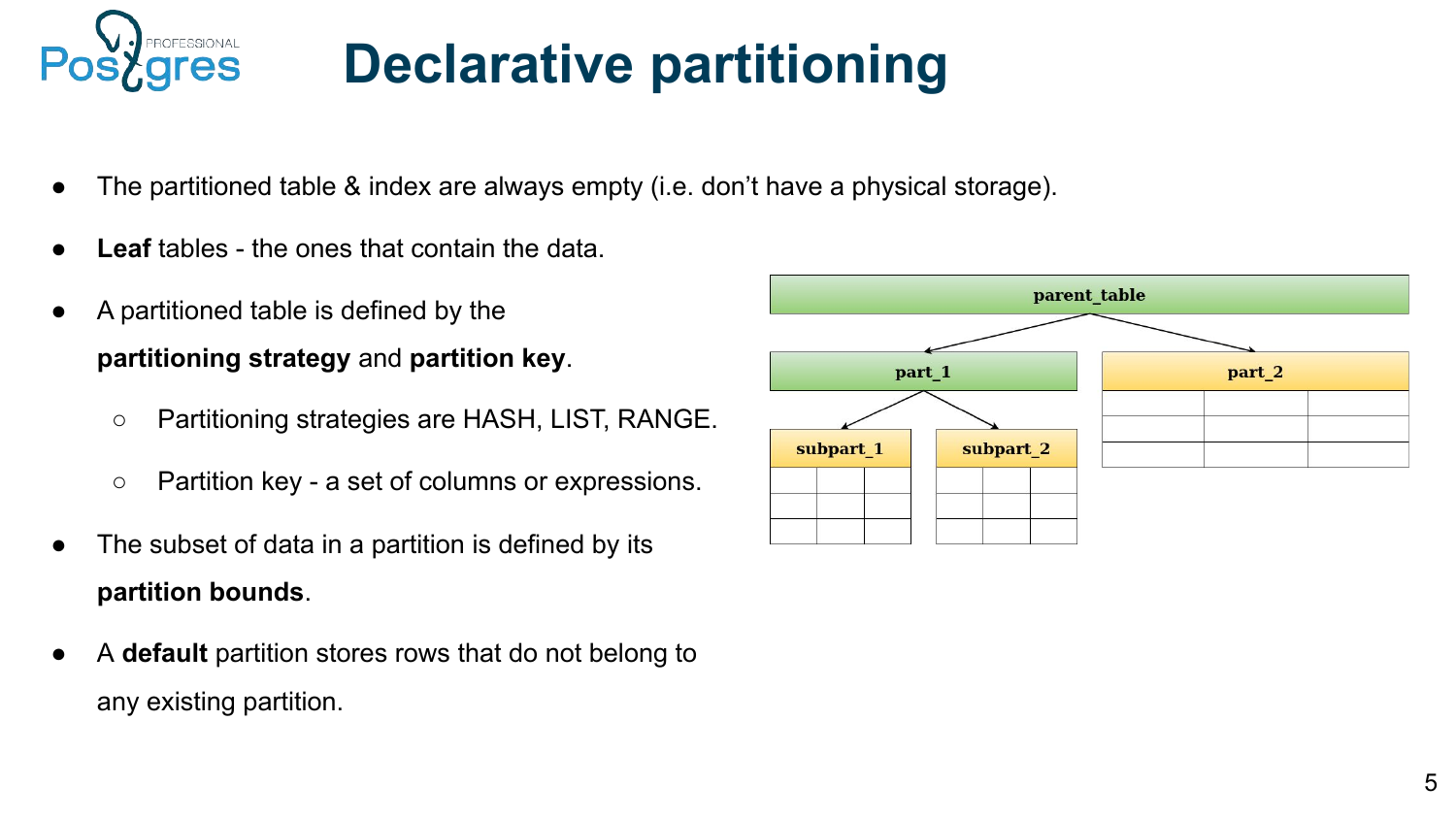# Declarative partitioning

- The partitioned table & index are always empty (i.e. don't have a physical storage).
- **Leaf** tables - the ones that contain the data.
- A partitioned table is defined by the **partitioning strategy** and **partition key**.
  - Partitioning strategies are HASH, LIST, RANGE.
  - Partition key - a set of columns or expressions.
- The subset of data in a partition is defined by its **partition bounds**.
- A **default** partition stores rows that do not belong to any existing partition.

parent_table

part_1 part_2

subpart_1 subpart_2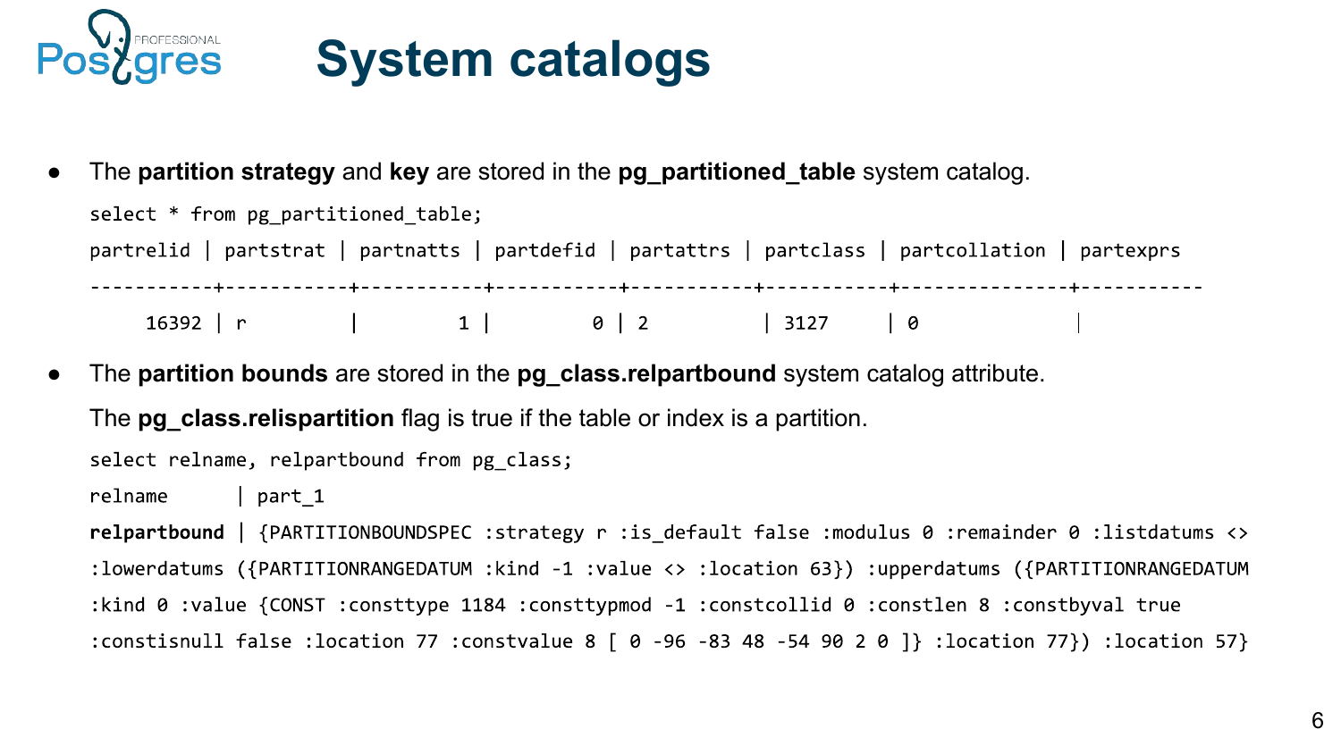# System catalogs

- The **partition strategy** and **key** are stored in the **pg_partitioned_table** system catalog.

```
select * from pg_partitioned_table;
partrelid | partstrat | partnatts | partdefid | partattrs | partclass | partcollation | partexprs
-----------+-----------+-----------+-----------+-----------+-----------+---------------+-----------
    16392 | r         |         1 |         0 | 2         | 3127      | 0             |
```

- The **partition bounds** are stored in the **pg_class.relpartbound** system catalog attribute.

  The **pg_class.relispartition** flag is true if the table or index is a partition.

```
select relname, relpartbound from pg_class;
relname      | part_1
relpartbound | {PARTITIONBOUNDSPEC :strategy r :is_default false :modulus 0 :remainder 0 :listdatums <>
:lowerdatums ({PARTITIONRANGEDATUM :kind -1 :value <> :location 63}) :upperdatums ({PARTITIONRANGEDATUM
:kind 0 :value {CONST :consttype 1184 :consttypmod -1 :constcollid 0 :constlen 8 :constbyval true
:constisnull false :location 77 :constvalue 8 [ 0 -96 -83 48 -54 90 2 0 ]} :location 77}) :location 57}
```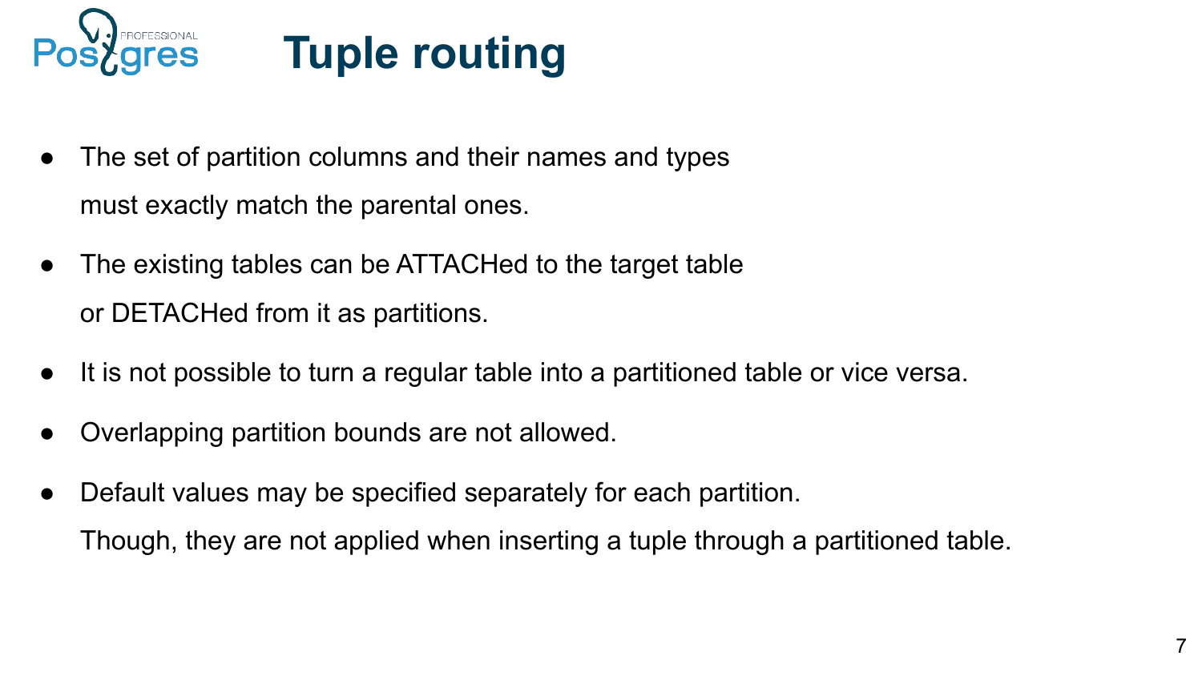# Tuple routing

- The set of partition columns and their names and types must exactly match the parental ones.
- The existing tables can be ATTACHed to the target table or DETACHed from it as partitions.
- It is not possible to turn a regular table into a partitioned table or vice versa.
- Overlapping partition bounds are not allowed.
- Default values may be specified separately for each partition. Though, they are not applied when inserting a tuple through a partitioned table.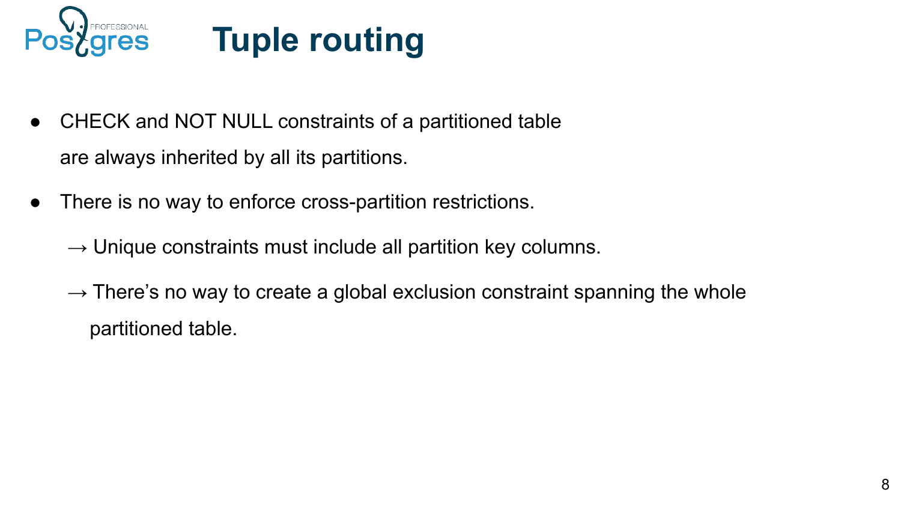# Tuple routing

- CHECK and NOT NULL constraints of a partitioned table are always inherited by all its partitions.
- There is no way to enforce cross-partition restrictions.

  → Unique constraints must include all partition key columns.

  → There's no way to create a global exclusion constraint spanning the whole partitioned table.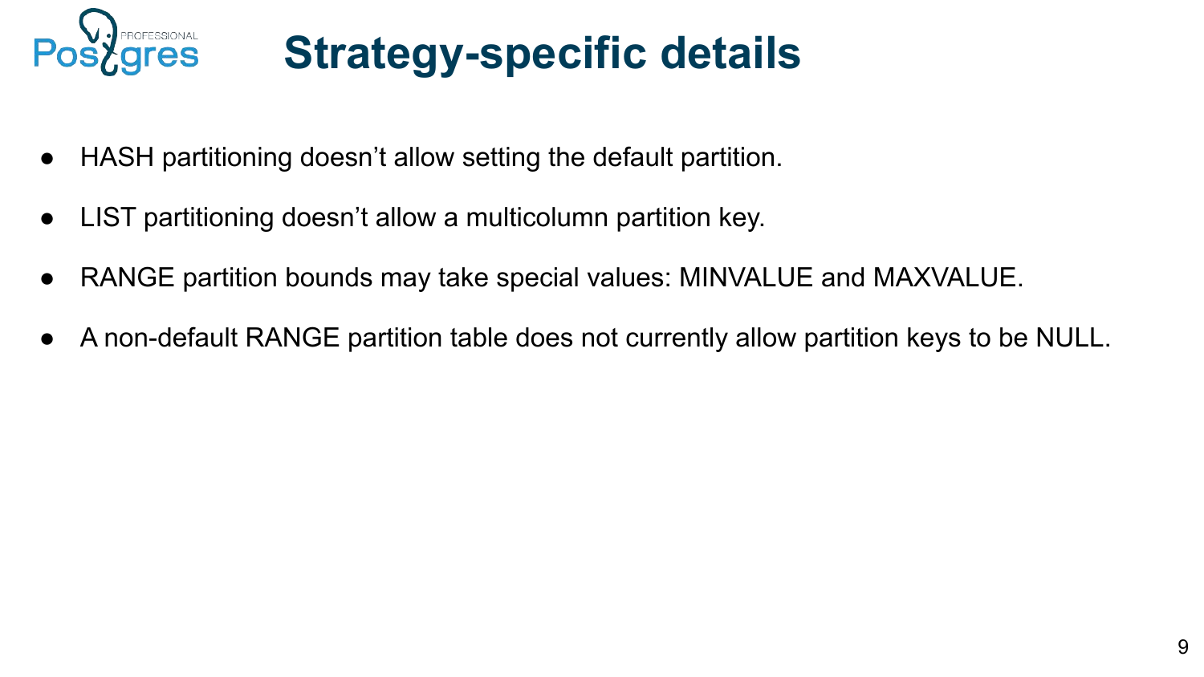# Strategy-specific details

- HASH partitioning doesn’t allow setting the default partition.
- LIST partitioning doesn’t allow a multicolumn partition key.
- RANGE partition bounds may take special values: MINVALUE and MAXVALUE.
- A non-default RANGE partition table does not currently allow partition keys to be NULL.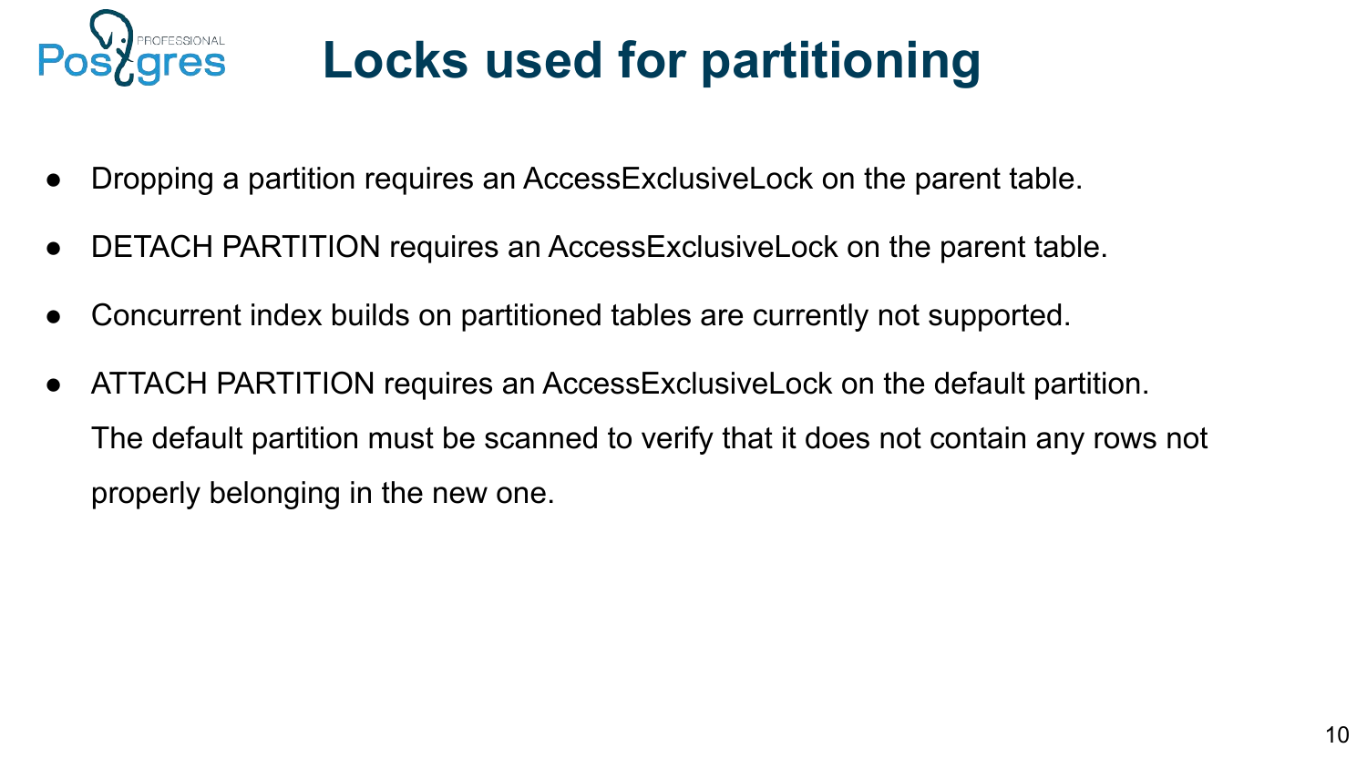# Locks used for partitioning

- Dropping a partition requires an AccessExclusiveLock on the parent table.
- DETACH PARTITION requires an AccessExclusiveLock on the parent table.
- Concurrent index builds on partitioned tables are currently not supported.
- ATTACH PARTITION requires an AccessExclusiveLock on the default partition.
  The default partition must be scanned to verify that it does not contain any rows not properly belonging in the new one.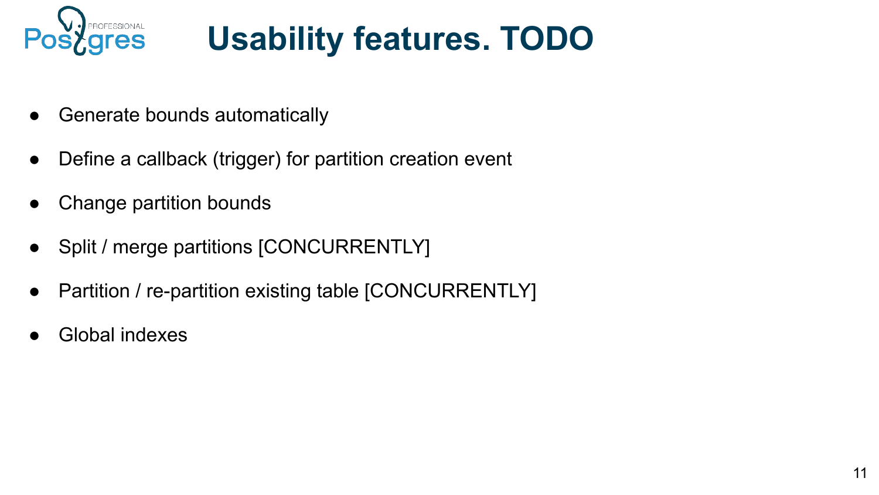# Usability features. TODO

- Generate bounds automatically
- Define a callback (trigger) for partition creation event
- Change partition bounds
- Split / merge partitions [CONCURRENTLY]
- Partition / re-partition existing table [CONCURRENTLY]
- Global indexes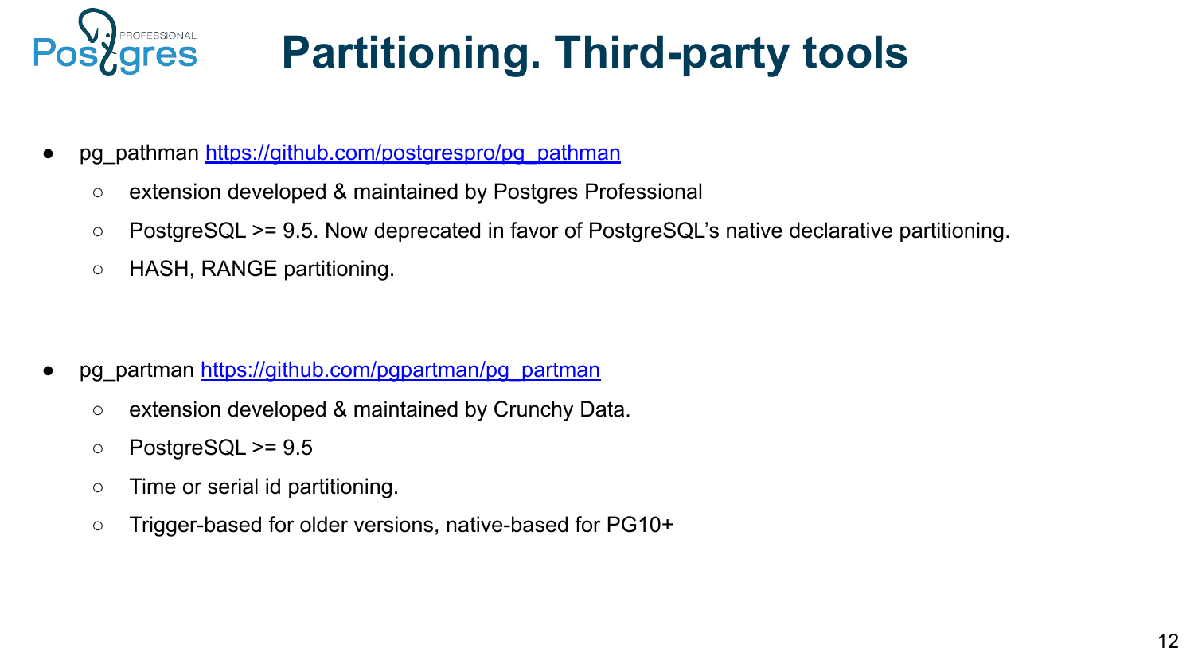# Partitioning. Third-party tools

- pg_pathman https://github.com/postgrespro/pg_pathman
  - extension developed & maintained by Postgres Professional
  - PostgreSQL >= 9.5. Now deprecated in favor of PostgreSQL's native declarative partitioning.
  - HASH, RANGE partitioning.

- pg_partman https://github.com/pgpartman/pg_partman
  - extension developed & maintained by Crunchy Data.
  - PostgreSQL >= 9.5
  - Time or serial id partitioning.
  - Trigger-based for older versions, native-based for PG10+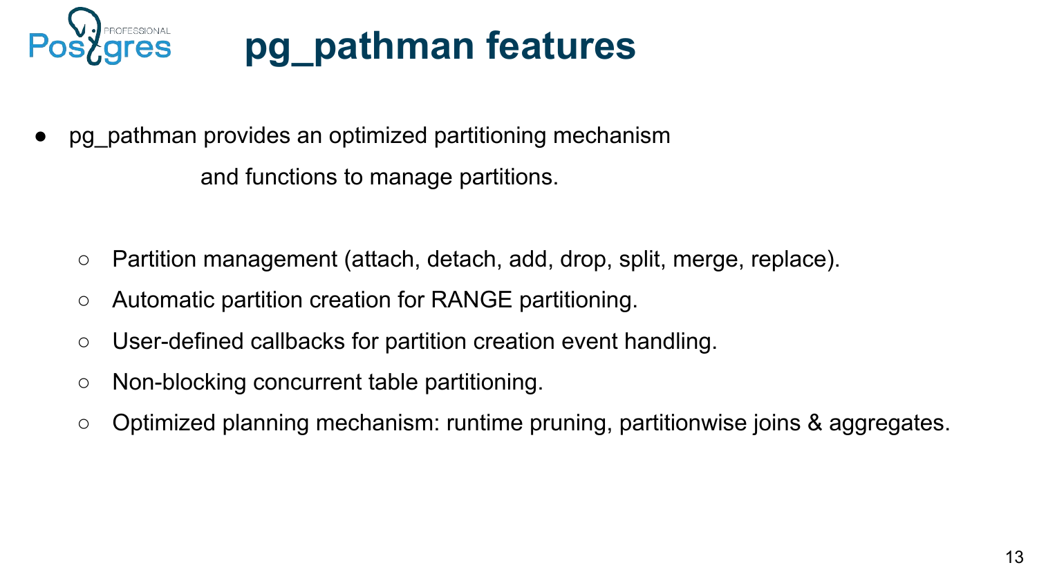# pg_pathman features

- pg_pathman provides an optimized partitioning mechanism and functions to manage partitions.
    - Partition management (attach, detach, add, drop, split, merge, replace).
    - Automatic partition creation for RANGE partitioning.
    - User-defined callbacks for partition creation event handling.
    - Non-blocking concurrent table partitioning.
    - Optimized planning mechanism: runtime pruning, partitionwise joins & aggregates.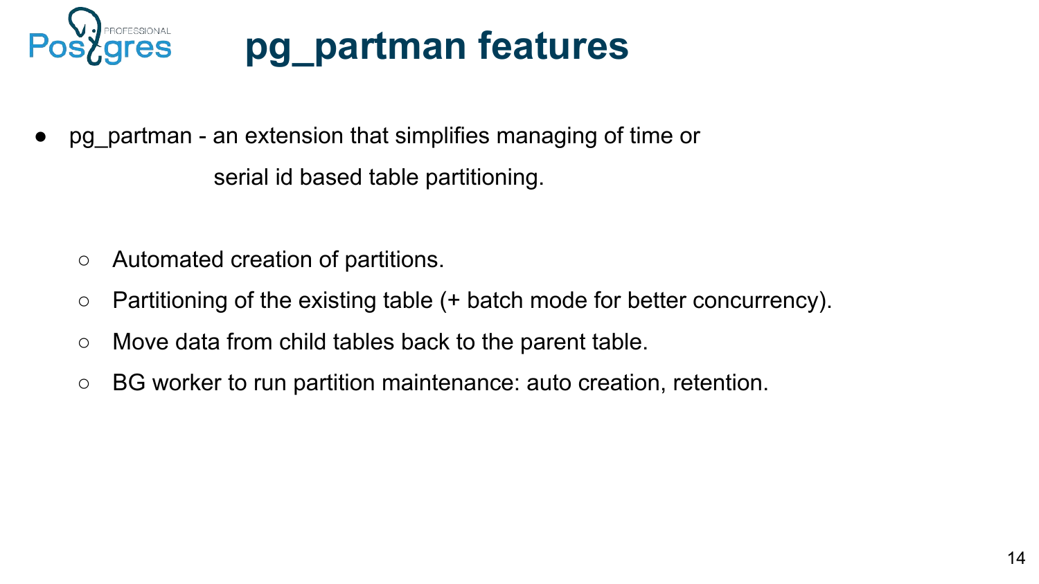# pg_partman features

- pg_partman - an extension that simplifies managing of time or serial id based table partitioning.
    - Automated creation of partitions.
    - Partitioning of the existing table (+ batch mode for better concurrency).
    - Move data from child tables back to the parent table.
    - BG worker to run partition maintenance: auto creation, retention.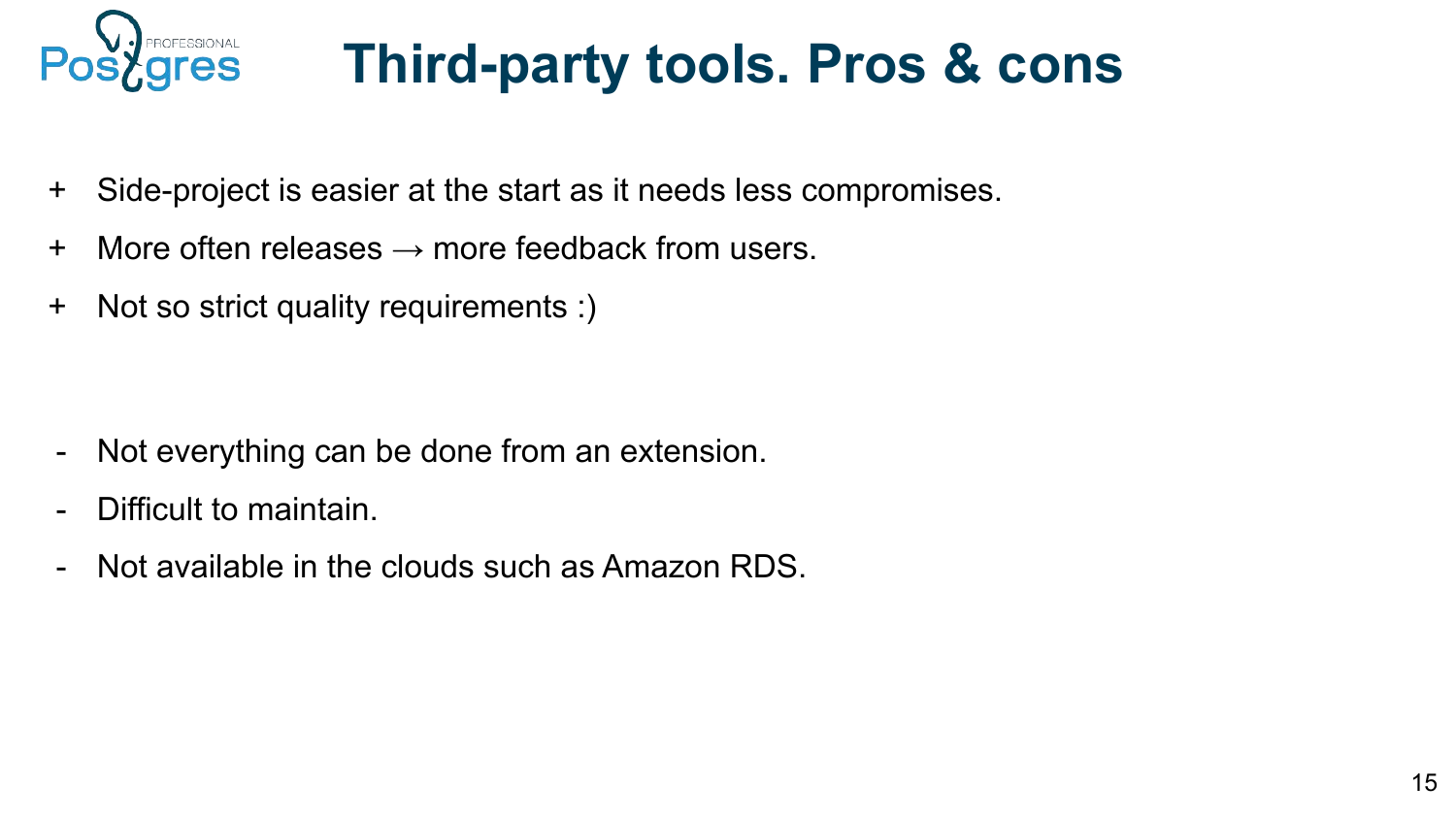# Third-party tools. Pros & cons

- \+ Side-project is easier at the start as it needs less compromises.
- \+ More often releases → more feedback from users.
- \+ Not so strict quality requirements :)

- \- Not everything can be done from an extension.
- \- Difficult to maintain.
- \- Not available in the clouds such as Amazon RDS.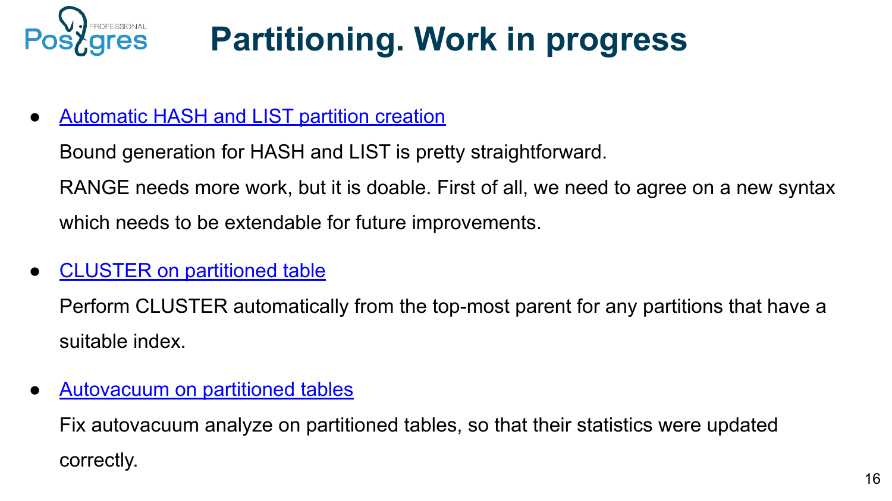# Partitioning. Work in progress

- [Automatic HASH and LIST partition creation]

  Bound generation for HASH and LIST is pretty straightforward.

  RANGE needs more work, but it is doable. First of all, we need to agree on a new syntax which needs to be extendable for future improvements.

- [CLUSTER on partitioned table]

  Perform CLUSTER automatically from the top-most parent for any partitions that have a suitable index.

- [Autovacuum on partitioned tables]

  Fix autovacuum analyze on partitioned tables, so that their statistics were updated correctly.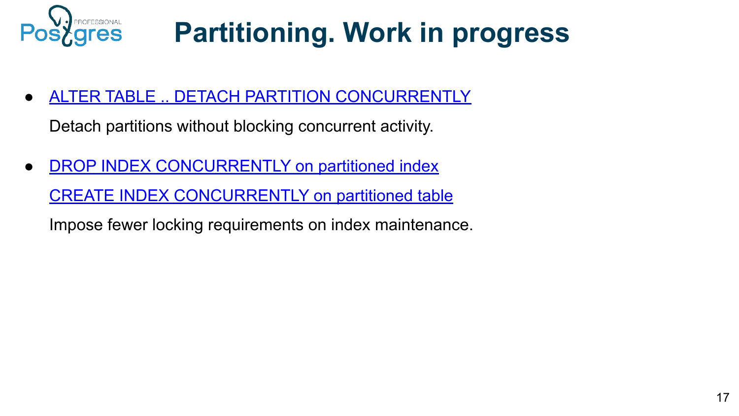# Partitioning. Work in progress

- ALTER TABLE .. DETACH PARTITION CONCURRENTLY

  Detach partitions without blocking concurrent activity.

- DROP INDEX CONCURRENTLY on partitioned index

  CREATE INDEX CONCURRENTLY on partitioned table

  Impose fewer locking requirements on index maintenance.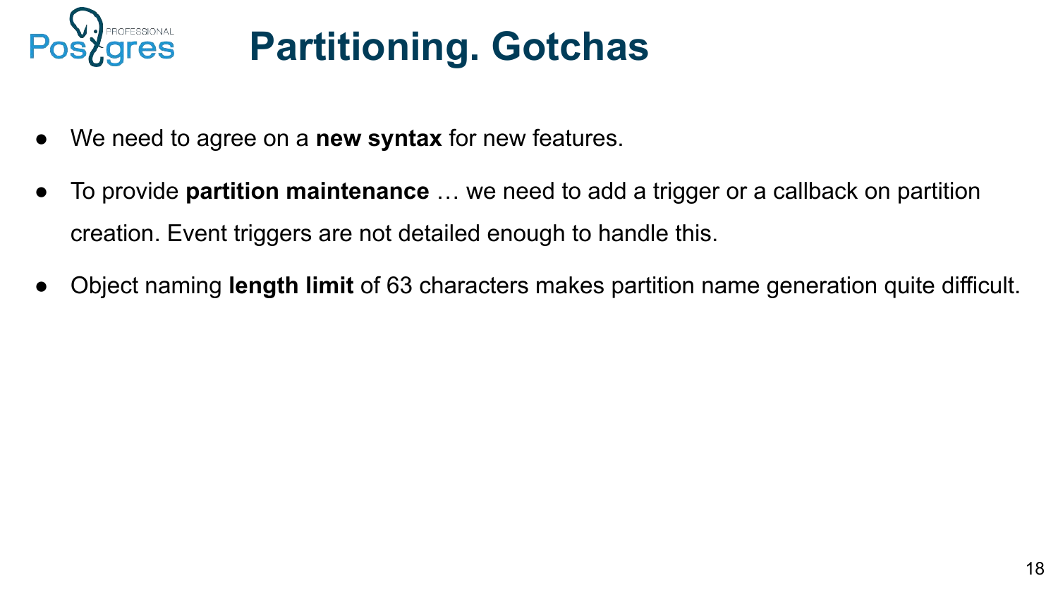# Partitioning. Gotchas

- We need to agree on a **new syntax** for new features.
- To provide **partition maintenance** … we need to add a trigger or a callback on partition creation. Event triggers are not detailed enough to handle this.
- Object naming **length limit** of 63 characters makes partition name generation quite difficult.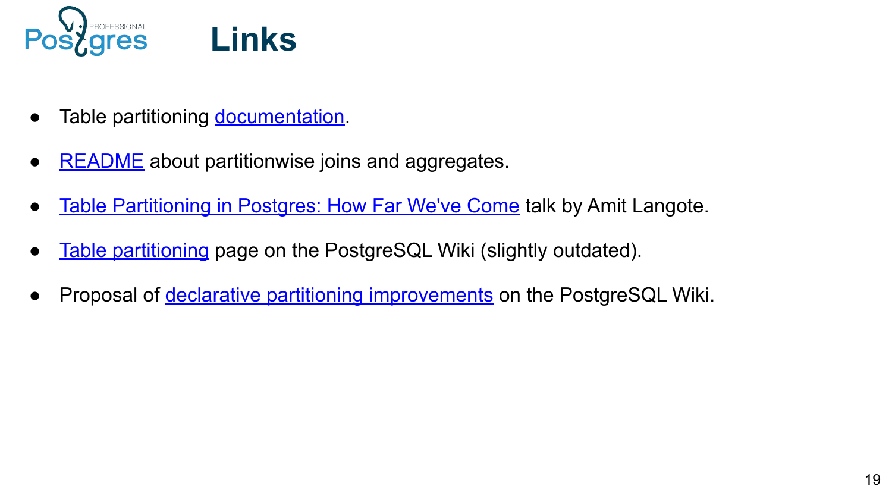# Links

- Table partitioning documentation.
- README about partitionwise joins and aggregates.
- Table Partitioning in Postgres: How Far We've Come talk by Amit Langote.
- Table partitioning page on the PostgreSQL Wiki (slightly outdated).
- Proposal of declarative partitioning improvements on the PostgreSQL Wiki.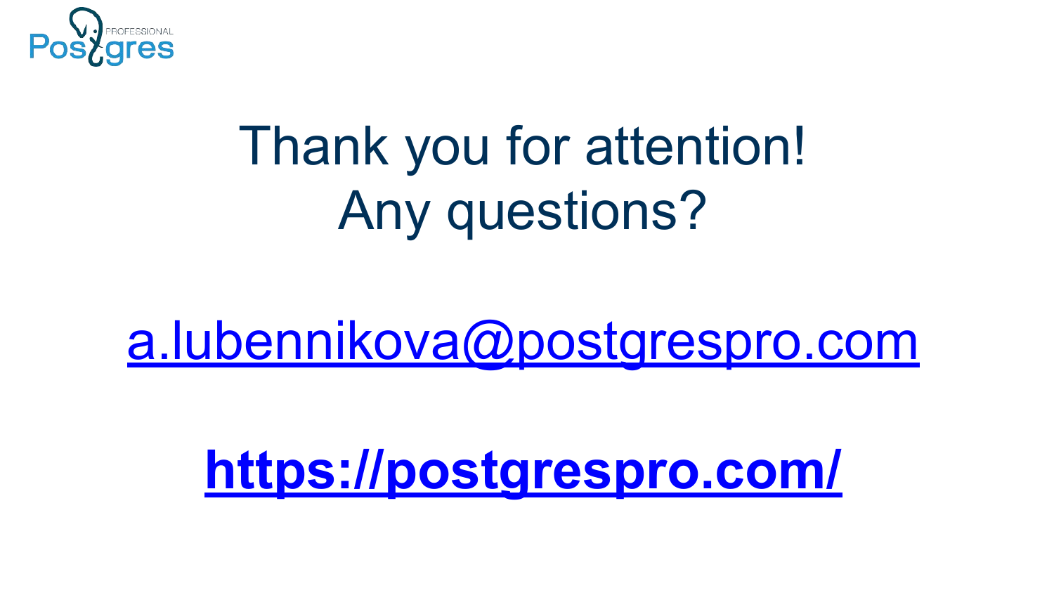# Thank you for attention!
# Any questions?

a.lubennikova@postgrespro.com

**https://postgrespro.com/**